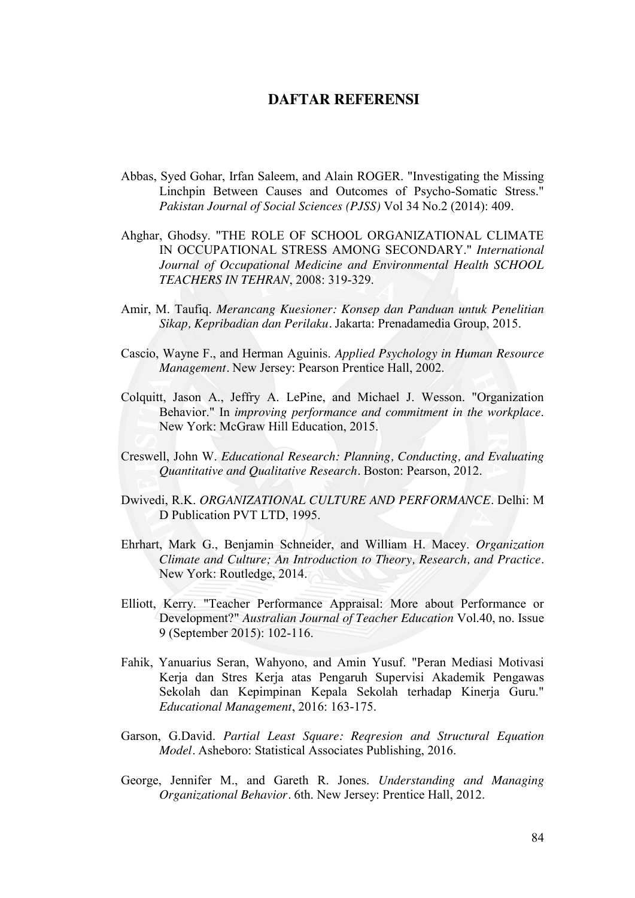# DAFTAR REFERENSI

Abbas, Syed Gohar, Irfan Saleem, and Alain ROGER. "Investigating the Missing Linchpin Between Causes and Outcomes of Psycho-Somatic Stress." *Pakistan Journal of Social Sciences (PJSS)* Vol 34 No.2 (2014): 409.

Ahghar, Ghodsy. "THE ROLE OF SCHOOL ORGANIZATIONAL CLIMATE IN OCCUPATIONAL STRESS AMONG SECONDARY." *International Journal of Occupational Medicine and Environmental Health SCHOOL TEACHERS IN TEHRAN*, 2008: 319-329.

Amir, M. Taufiq. *Merancang Kuesioner: Konsep dan Panduan untuk Penelitian Sikap, Kepribadian dan Perilaku*. Jakarta: Prenadamedia Group, 2015.

Cascio, Wayne F., and Herman Aguinis. *Applied Psychology in Human Resource Management*. New Jersey: Pearson Prentice Hall, 2002.

Colquitt, Jason A., Jeffry A. LePine, and Michael J. Wesson. "Organization Behavior." In *improving performance and commitment in the workplace*. New York: McGraw Hill Education, 2015.

Creswell, John W. *Educational Research: Planning, Conducting, and Evaluating Quantitative and Qualitative Research*. Boston: Pearson, 2012.

Dwivedi, R.K. *ORGANIZATIONAL CULTURE AND PERFORMANCE*. Delhi: M D Publication PVT LTD, 1995.

Ehrhart, Mark G., Benjamin Schneider, and William H. Macey. *Organization Climate and Culture; An Introduction to Theory, Research, and Practice*. New York: Routledge, 2014.

Elliott, Kerry. "Teacher Performance Appraisal: More about Performance or Development?" *Australian Journal of Teacher Education* Vol.40, no. Issue 9 (September 2015): 102-116.

Fahik, Yanuarius Seran, Wahyono, and Amin Yusuf. "Peran Mediasi Motivasi Kerja dan Stres Kerja atas Pengaruh Supervisi Akademik Pengawas Sekolah dan Kepimpinan Kepala Sekolah terhadap Kinerja Guru." *Educational Management*, 2016: 163-175.

Garson, G.David. *Partial Least Square: Reqresion and Structural Equation Model*. Asheboro: Statistical Associates Publishing, 2016.

George, Jennifer M., and Gareth R. Jones. *Understanding and Managing Organizational Behavior*. 6th. New Jersey: Prentice Hall, 2012.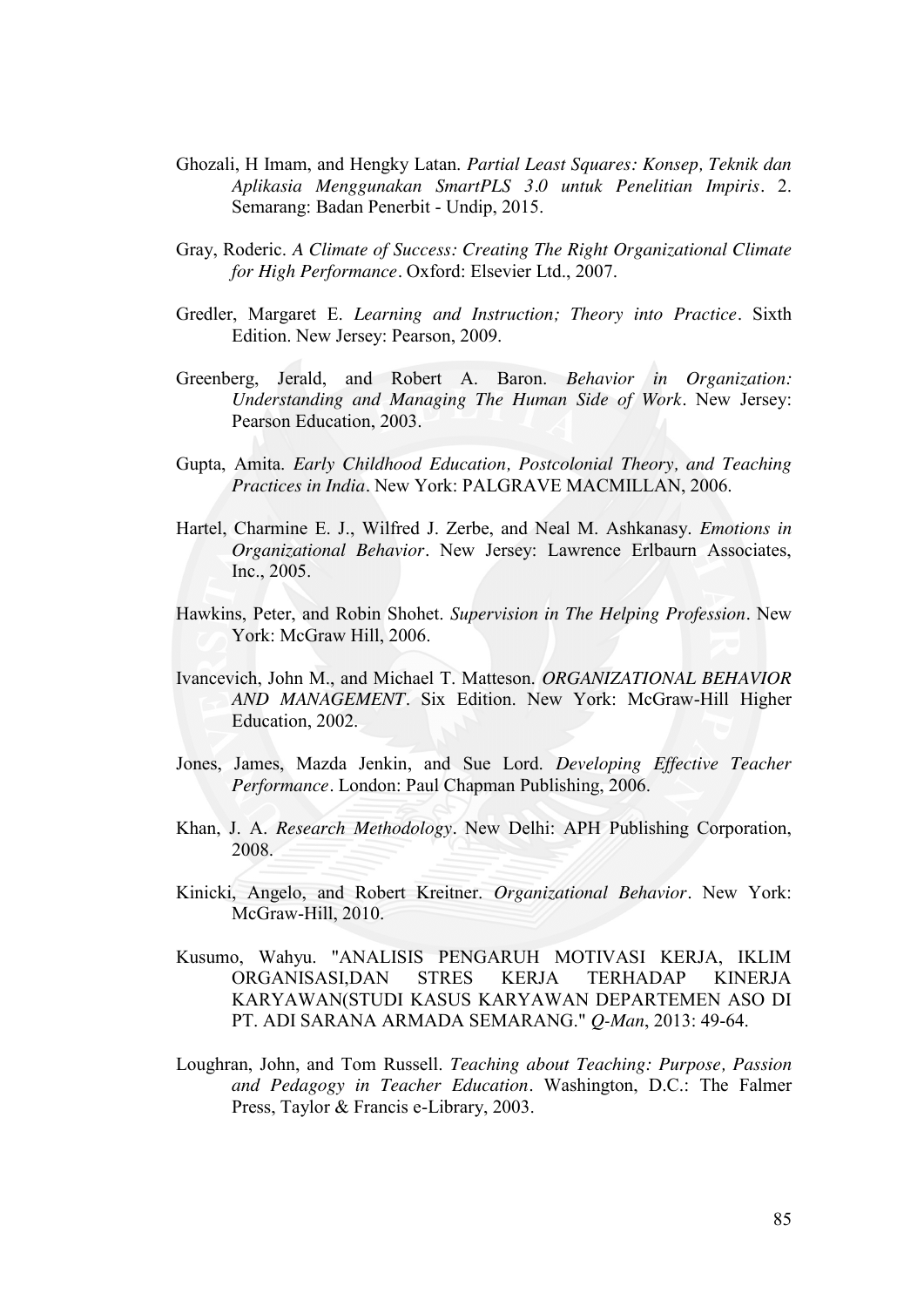Ghozali, H Imam, and Hengky Latan. *Partial Least Squares: Konsep, Teknik dan Aplikasia Menggunakan SmartPLS 3.0 untuk Penelitian Impiris*. 2. Semarang: Badan Penerbit - Undip, 2015.

Gray, Roderic. *A Climate of Success: Creating The Right Organizational Climate for High Performance*. Oxford: Elsevier Ltd., 2007.

Gredler, Margaret E. *Learning and Instruction; Theory into Practice*. Sixth Edition. New Jersey: Pearson, 2009.

Greenberg, Jerald, and Robert A. Baron. *Behavior in Organization: Understanding and Managing The Human Side of Work*. New Jersey: Pearson Education, 2003.

Gupta, Amita. *Early Childhood Education, Postcolonial Theory, and Teaching Practices in India*. New York: PALGRAVE MACMILLAN, 2006.

Hartel, Charmine E. J., Wilfred J. Zerbe, and Neal M. Ashkanasy. *Emotions in Organizational Behavior*. New Jersey: Lawrence Erlbaurn Associates, Inc., 2005.

Hawkins, Peter, and Robin Shohet. *Supervision in The Helping Profession*. New York: McGraw Hill, 2006.

Ivancevich, John M., and Michael T. Matteson. *ORGANIZATIONAL BEHAVIOR AND MANAGEMENT*. Six Edition. New York: McGraw-Hill Higher Education, 2002.

Jones, James, Mazda Jenkin, and Sue Lord. *Developing Effective Teacher Performance*. London: Paul Chapman Publishing, 2006.

Khan, J. A. *Research Methodology*. New Delhi: APH Publishing Corporation, 2008.

Kinicki, Angelo, and Robert Kreitner. *Organizational Behavior*. New York: McGraw-Hill, 2010.

Kusumo, Wahyu. "ANALISIS PENGARUH MOTIVASI KERJA, IKLIM ORGANISASI,DAN STRES KERJA TERHADAP KINERJA KARYAWAN(STUDI KASUS KARYAWAN DEPARTEMEN ASO DI PT. ADI SARANA ARMADA SEMARANG." *Q-Man*, 2013: 49-64.

Loughran, John, and Tom Russell. *Teaching about Teaching: Purpose, Passion and Pedagogy in Teacher Education*. Washington, D.C.: The Falmer Press, Taylor & Francis e-Library, 2003.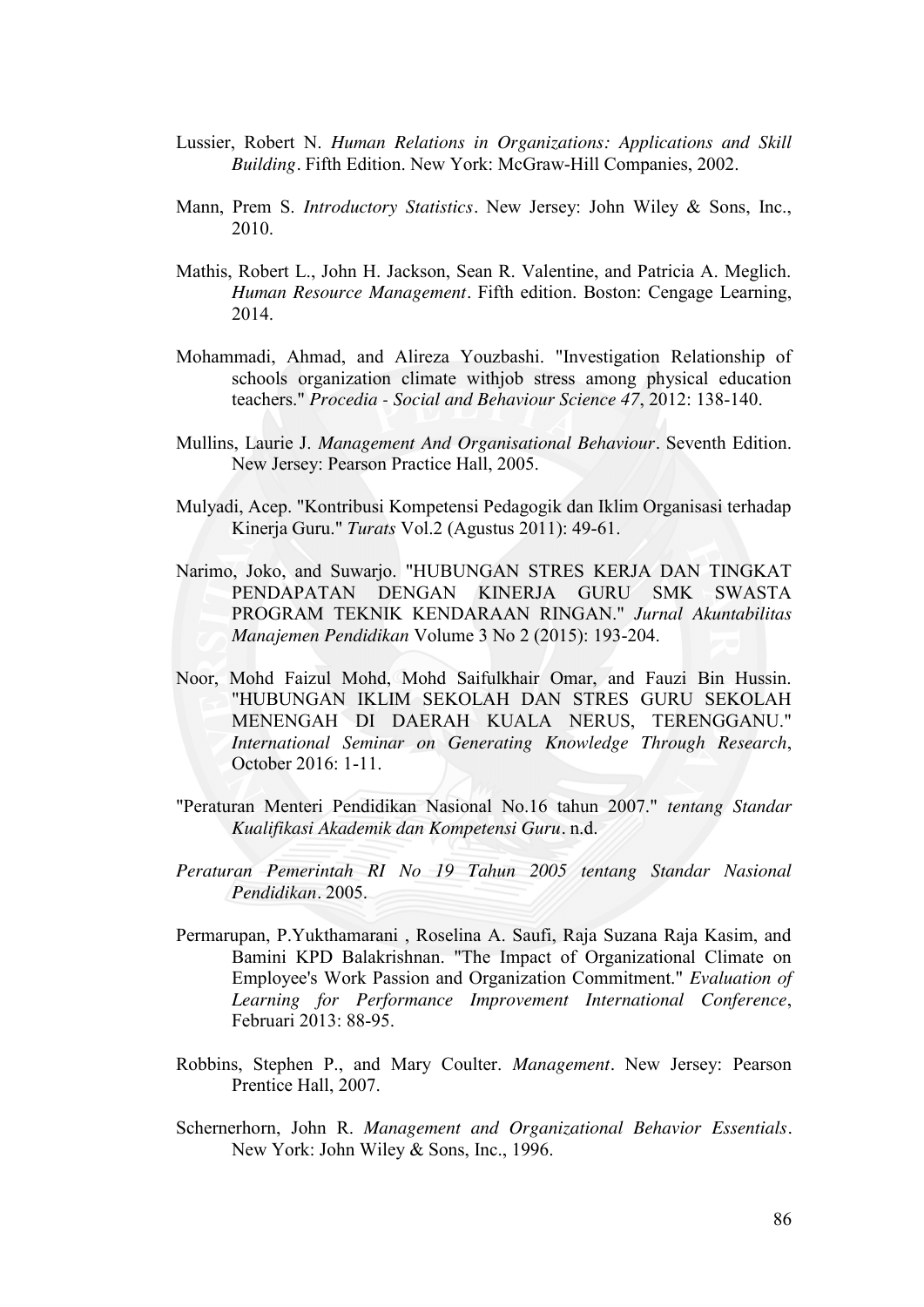Lussier, Robert N. *Human Relations in Organizations: Applications and Skill Building*. Fifth Edition. New York: McGraw-Hill Companies, 2002.

Mann, Prem S. *Introductory Statistics*. New Jersey: John Wiley & Sons, Inc., 2010.

Mathis, Robert L., John H. Jackson, Sean R. Valentine, and Patricia A. Meglich. *Human Resource Management*. Fifth edition. Boston: Cengage Learning, 2014.

Mohammadi, Ahmad, and Alireza Youzbashi. "Investigation Relationship of schools organization climate withjob stress among physical education teachers." *Procedia - Social and Behaviour Science 47*, 2012: 138-140.

Mullins, Laurie J. *Management And Organisational Behaviour*. Seventh Edition. New Jersey: Pearson Practice Hall, 2005.

Mulyadi, Acep. "Kontribusi Kompetensi Pedagogik dan Iklim Organisasi terhadap Kinerja Guru." *Turats* Vol.2 (Agustus 2011): 49-61.

Narimo, Joko, and Suwarjo. "HUBUNGAN STRES KERJA DAN TINGKAT PENDAPATAN DENGAN KINERJA GURU SMK SWASTA PROGRAM TEKNIK KENDARAAN RINGAN." *Jurnal Akuntabilitas Manajemen Pendidikan* Volume 3 No 2 (2015): 193-204.

Noor, Mohd Faizul Mohd, Mohd Saifulkhair Omar, and Fauzi Bin Hussin. "HUBUNGAN IKLIM SEKOLAH DAN STRES GURU SEKOLAH MENENGAH DI DAERAH KUALA NERUS, TERENGGANU." *International Seminar on Generating Knowledge Through Research*, October 2016: 1-11.

"Peraturan Menteri Pendidikan Nasional No.16 tahun 2007." *tentang Standar Kualifikasi Akademik dan Kompetensi Guru*. n.d.

*Peraturan Pemerintah RI No 19 Tahun 2005 tentang Standar Nasional Pendidikan*. 2005.

Permarupan, P.Yukthamarani , Roselina A. Saufi, Raja Suzana Raja Kasim, and Bamini KPD Balakrishnan. "The Impact of Organizational Climate on Employee's Work Passion and Organization Commitment." *Evaluation of Learning for Performance Improvement International Conference*, Februari 2013: 88-95.

Robbins, Stephen P., and Mary Coulter. *Management*. New Jersey: Pearson Prentice Hall, 2007.

Schernerhorn, John R. *Management and Organizational Behavior Essentials*. New York: John Wiley & Sons, Inc., 1996.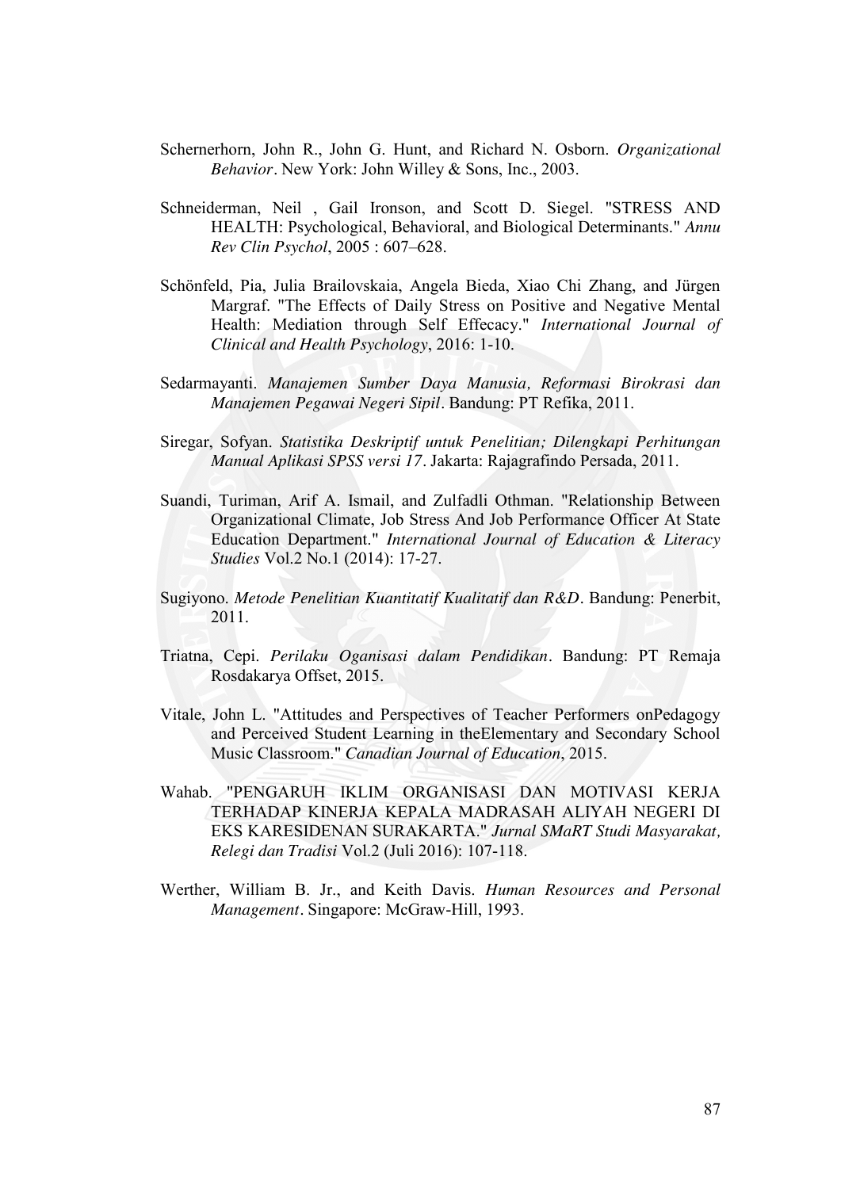Schernerhorn, John R., John G. Hunt, and Richard N. Osborn. *Organizational Behavior*. New York: John Willey & Sons, Inc., 2003.

Schneiderman, Neil , Gail Ironson, and Scott D. Siegel. "STRESS AND HEALTH: Psychological, Behavioral, and Biological Determinants." *Annu Rev Clin Psychol*, 2005 : 607–628.

Schönfeld, Pia, Julia Brailovskaia, Angela Bieda, Xiao Chi Zhang, and Jürgen Margraf. "The Effects of Daily Stress on Positive and Negative Mental Health: Mediation through Self Effecacy." *International Journal of Clinical and Health Psychology*, 2016: 1-10.

Sedarmayanti. *Manajemen Sumber Daya Manusia, Reformasi Birokrasi dan Manajemen Pegawai Negeri Sipil*. Bandung: PT Refika, 2011.

Siregar, Sofyan. *Statistika Deskriptif untuk Penelitian; Dilengkapi Perhitungan Manual Aplikasi SPSS versi 17*. Jakarta: Rajagrafindo Persada, 2011.

Suandi, Turiman, Arif A. Ismail, and Zulfadli Othman. "Relationship Between Organizational Climate, Job Stress And Job Performance Officer At State Education Department." *International Journal of Education & Literacy Studies* Vol.2 No.1 (2014): 17-27.

Sugiyono. *Metode Penelitian Kuantitatif Kualitatif dan R&D*. Bandung: Penerbit, 2011.

Triatna, Cepi. *Perilaku Oganisasi dalam Pendidikan*. Bandung: PT Remaja Rosdakarya Offset, 2015.

Vitale, John L. "Attitudes and Perspectives of Teacher Performers onPedagogy and Perceived Student Learning in theElementary and Secondary School Music Classroom." *Canadian Journal of Education*, 2015.

Wahab. "PENGARUH IKLIM ORGANISASI DAN MOTIVASI KERJA TERHADAP KINERJA KEPALA MADRASAH ALIYAH NEGERI DI EKS KARESIDENAN SURAKARTA." *Jurnal SMaRT Studi Masyarakat, Relegi dan Tradisi* Vol.2 (Juli 2016): 107-118.

Werther, William B. Jr., and Keith Davis. *Human Resources and Personal Management*. Singapore: McGraw-Hill, 1993.